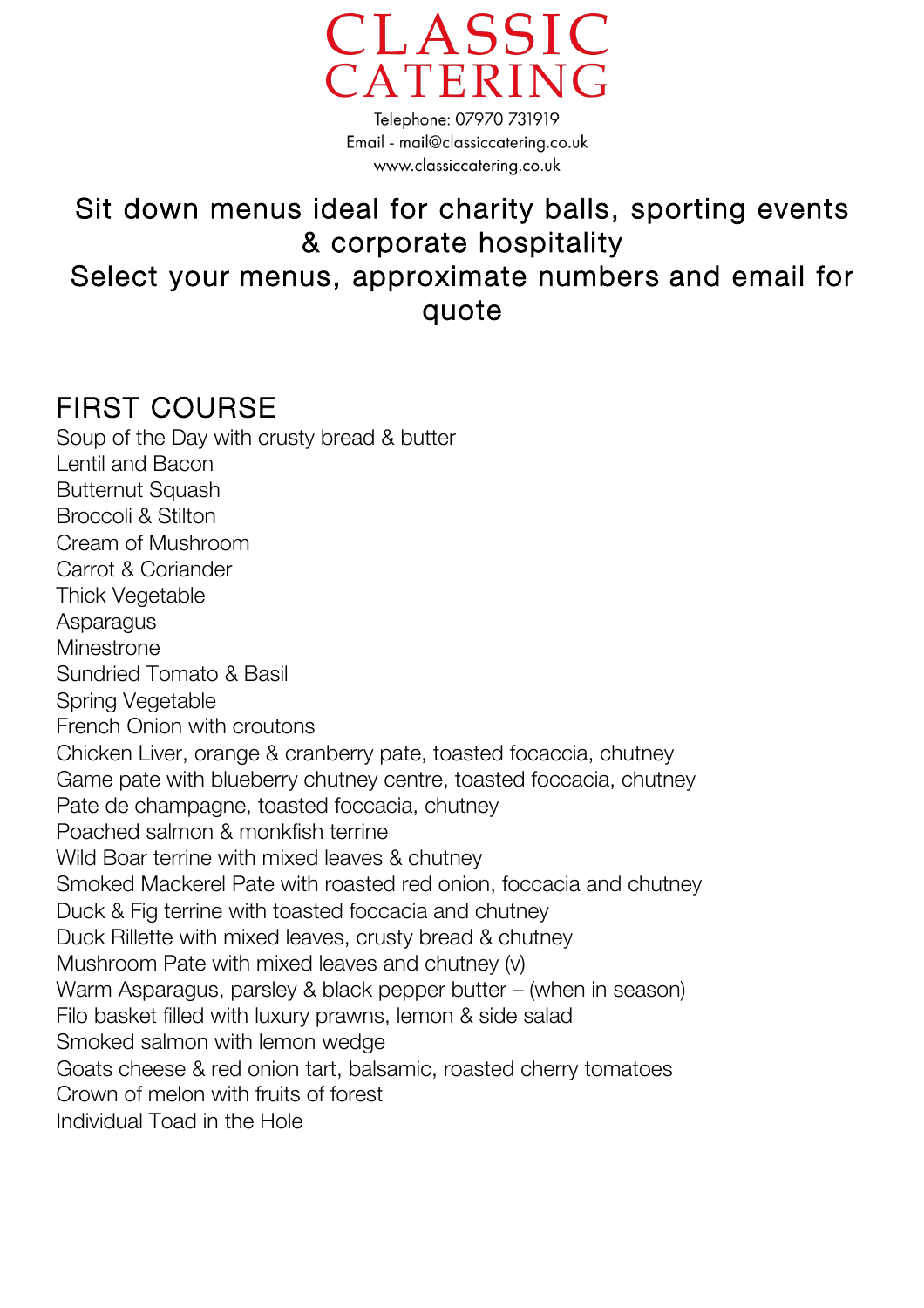# CLASSIC CATERING

Telephone: 07970 731919
Email - mail@classiccatering.co.uk
www.classiccatering.co.uk

## Sit down menus ideal for charity balls, sporting events & corporate hospitality

## Select your menus, approximate numbers and email for quote

## FIRST COURSE

Soup of the Day with crusty bread & butter
Lentil and Bacon
Butternut Squash
Broccoli & Stilton
Cream of Mushroom
Carrot & Coriander
Thick Vegetable
Asparagus
Minestrone
Sundried Tomato & Basil
Spring Vegetable
French Onion with croutons
Chicken Liver, orange & cranberry pate, toasted focaccia, chutney
Game pate with blueberry chutney centre, toasted foccacia, chutney
Pate de champagne, toasted foccacia, chutney
Poached salmon & monkfish terrine
Wild Boar terrine with mixed leaves & chutney
Smoked Mackerel Pate with roasted red onion, foccacia and chutney
Duck & Fig terrine with toasted foccacia and chutney
Duck Rillette with mixed leaves, crusty bread & chutney
Mushroom Pate with mixed leaves and chutney (v)
Warm Asparagus, parsley & black pepper butter – (when in season)
Filo basket filled with luxury prawns, lemon & side salad
Smoked salmon with lemon wedge
Goats cheese & red onion tart, balsamic, roasted cherry tomatoes
Crown of melon with fruits of forest
Individual Toad in the Hole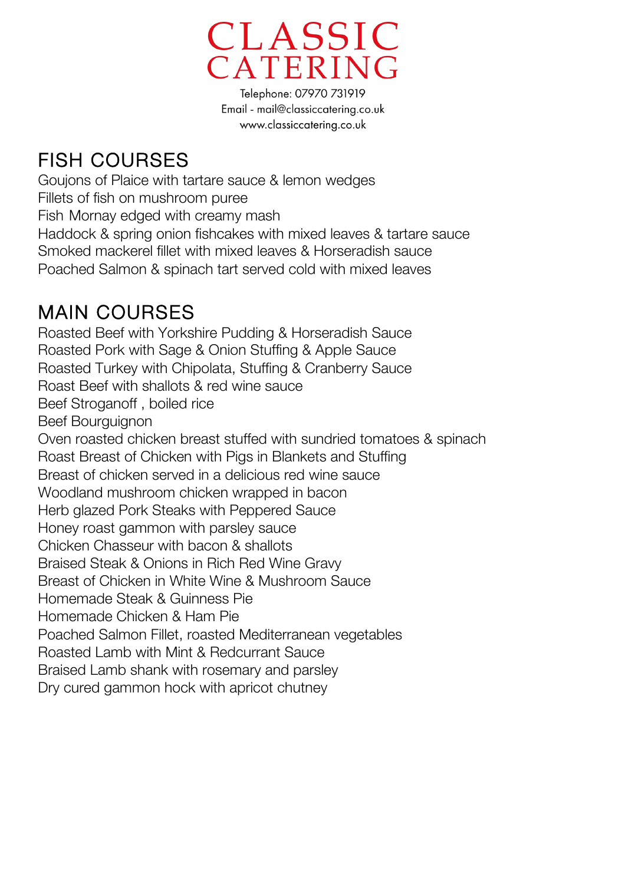# CLASSIC CATERING

Telephone: 07970 731919
Email - mail@classiccatering.co.uk
www.classiccatering.co.uk

## FISH COURSES

Goujons of Plaice with tartare sauce & lemon wedges
Fillets of fish on mushroom puree
Fish Mornay edged with creamy mash
Haddock & spring onion fishcakes with mixed leaves & tartare sauce
Smoked mackerel fillet with mixed leaves & Horseradish sauce
Poached Salmon & spinach tart served cold with mixed leaves

## MAIN COURSES

Roasted Beef with Yorkshire Pudding & Horseradish Sauce
Roasted Pork with Sage & Onion Stuffing & Apple Sauce
Roasted Turkey with Chipolata, Stuffing & Cranberry Sauce
Roast Beef with shallots & red wine sauce
Beef Stroganoff , boiled rice
Beef Bourguignon
Oven roasted chicken breast stuffed with sundried tomatoes & spinach
Roast Breast of Chicken with Pigs in Blankets and Stuffing
Breast of chicken served in a delicious red wine sauce
Woodland mushroom chicken wrapped in bacon
Herb glazed Pork Steaks with Peppered Sauce
Honey roast gammon with parsley sauce
Chicken Chasseur with bacon & shallots
Braised Steak & Onions in Rich Red Wine Gravy
Breast of Chicken in White Wine & Mushroom Sauce
Homemade Steak & Guinness Pie
Homemade Chicken & Ham Pie
Poached Salmon Fillet, roasted Mediterranean vegetables
Roasted Lamb with Mint & Redcurrant Sauce
Braised Lamb shank with rosemary and parsley
Dry cured gammon hock with apricot chutney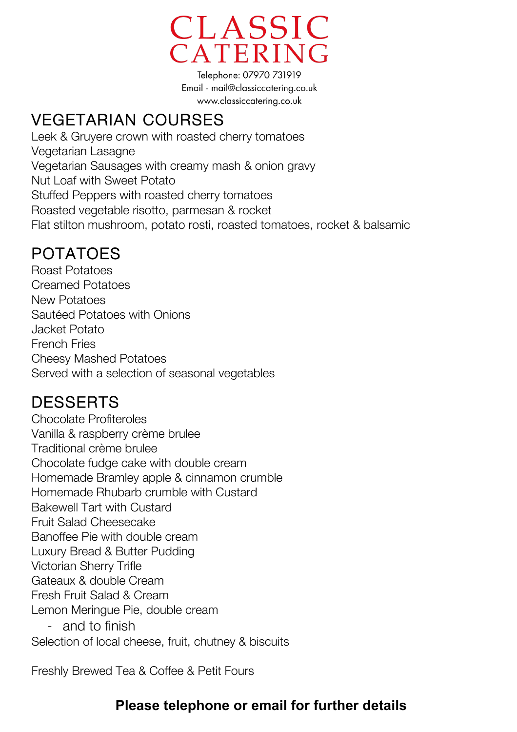# CLASSIC CATERING

Telephone: 07970 731919
Email - mail@classiccatering.co.uk
www.classiccatering.co.uk

## VEGETARIAN COURSES

Leek & Gruyere crown with roasted cherry tomatoes
Vegetarian Lasagne
Vegetarian Sausages with creamy mash & onion gravy
Nut Loaf with Sweet Potato
Stuffed Peppers with roasted cherry tomatoes
Roasted vegetable risotto, parmesan & rocket
Flat stilton mushroom, potato rosti, roasted tomatoes, rocket & balsamic

## POTATOES

Roast Potatoes
Creamed Potatoes
New Potatoes
Sautéed Potatoes with Onions
Jacket Potato
French Fries
Cheesy Mashed Potatoes
Served with a selection of seasonal vegetables

## DESSERTS

Chocolate Profiteroles
Vanilla & raspberry crème brulee
Traditional crème brulee
Chocolate fudge cake with double cream
Homemade Bramley apple & cinnamon crumble
Homemade Rhubarb crumble with Custard
Bakewell Tart with Custard
Fruit Salad Cheesecake
Banoffee Pie with double cream
Luxury Bread & Butter Pudding
Victorian Sherry Trifle
Gateaux & double Cream
Fresh Fruit Salad & Cream
Lemon Meringue Pie, double cream

- and to finish

Selection of local cheese, fruit, chutney & biscuits

Freshly Brewed Tea & Coffee & Petit Fours

**Please telephone or email for further details**